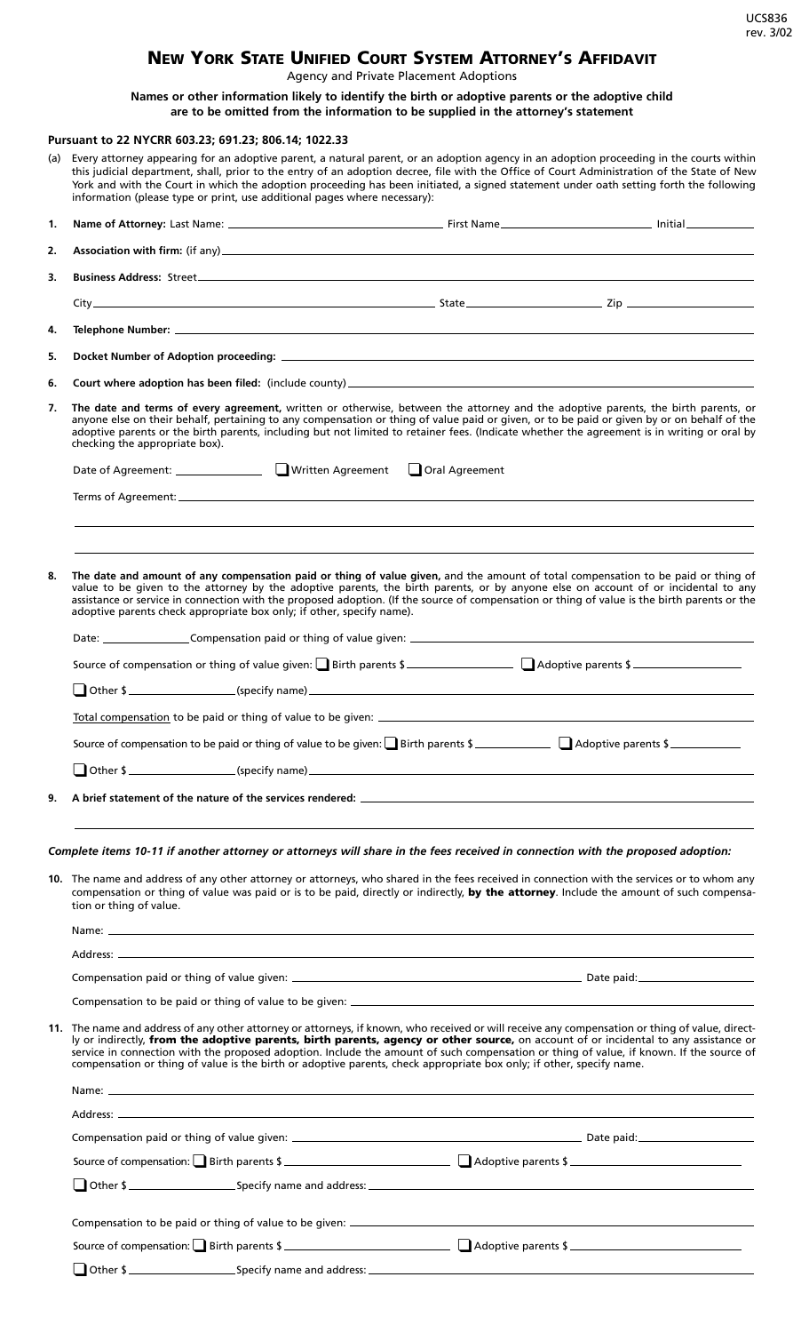UCS836
rev. 3/02

# NEW YORK STATE UNIFIED COURT SYSTEM ATTORNEY'S AFFIDAVIT

Agency and Private Placement Adoptions

**Names or other information likely to identify the birth or adoptive parents or the adoptive child are to be omitted from the information to be supplied in the attorney's statement**

**Pursuant to 22 NYCRR 603.23; 691.23; 806.14; 1022.33**

(a) Every attorney appearing for an adoptive parent, a natural parent, or an adoption agency in an adoption proceeding in the courts within this judicial department, shall, prior to the entry of an adoption decree, file with the Office of Court Administration of the State of New York and with the Court in which the adoption proceeding has been initiated, a signed statement under oath setting forth the following information (please type or print, use additional pages where necessary):

1. **Name of Attorney:** Last Name: ______________________ First Name ______________________ Initial __________

2. **Association with firm:** (if any) ______________________

3. **Business Address:** Street ______________________

   City ______________________ State ______________________ Zip ______________________

4. **Telephone Number:** ______________________

5. **Docket Number of Adoption proceeding:** ______________________

6. **Court where adoption has been filed:** (include county) ______________________

7. **The date and terms of every agreement,** written or otherwise, between the attorney and the adoptive parents, the birth parents, or anyone else on their behalf, pertaining to any compensation or thing of value paid or given, or to be paid or given by or on behalf of the adoptive parents or the birth parents, including but not limited to retainer fees. (Indicate whether the agreement is in writing or oral by checking the appropriate box).

   Date of Agreement: ______________ ☐ Written Agreement ☐ Oral Agreement

   Terms of Agreement: ______________________

8. **The date and amount of any compensation paid or thing of value given,** and the amount of total compensation to be paid or thing of value to be given to the attorney by the adoptive parents, the birth parents, or by anyone else on account of or incidental to any assistance or service in connection with the proposed adoption. (If the source of compensation or thing of value is the birth parents or the adoptive parents check appropriate box only; if other, specify name).

   Date: ______________ Compensation paid or thing of value given: ______________________

   Source of compensation or thing of value given: ☐ Birth parents $ ______________ ☐ Adoptive parents $ ______________

   ☐ Other $ ______________ (specify name) ______________________

   Total compensation to be paid or thing of value to be given: ______________________

   Source of compensation to be paid or thing of value to be given: ☐ Birth parents $ ______________ ☐ Adoptive parents $ ______________

   ☐ Other $ ______________ (specify name) ______________________

9. **A brief statement of the nature of the services rendered:** ______________________

***Complete items 10-11 if another attorney or attorneys will share in the fees received in connection with the proposed adoption:***

10. The name and address of any other attorney or attorneys, who shared in the fees received in connection with the services or to whom any compensation or thing of value was paid or is to be paid, directly or indirectly, **by the attorney**. Include the amount of such compensation or thing of value.

    Name: ______________________

    Address: ______________________

    Compensation paid or thing of value given: ______________________ Date paid: ______________

    Compensation to be paid or thing of value to be given: ______________________

11. The name and address of any other attorney or attorneys, if known, who received or will receive any compensation or thing of value, directly or indirectly, **from the adoptive parents, birth parents, agency or other source,** on account of or incidental to any assistance or service in connection with the proposed adoption. Include the amount of such compensation or thing of value, if known. If the source of compensation or thing of value is the birth or adoptive parents, check appropriate box only; if other, specify name.

    Name: ______________________

    Address: ______________________

    Compensation paid or thing of value given: ______________________ Date paid: ______________

    Source of compensation: ☐ Birth parents $ ______________ ☐ Adoptive parents $ ______________

    ☐ Other $ ______________ Specify name and address: ______________________

    Compensation to be paid or thing of value to be given: ______________________

    Source of compensation: ☐ Birth parents $ ______________ ☐ Adoptive parents $ ______________

    ☐ Other $ ______________ Specify name and address: ______________________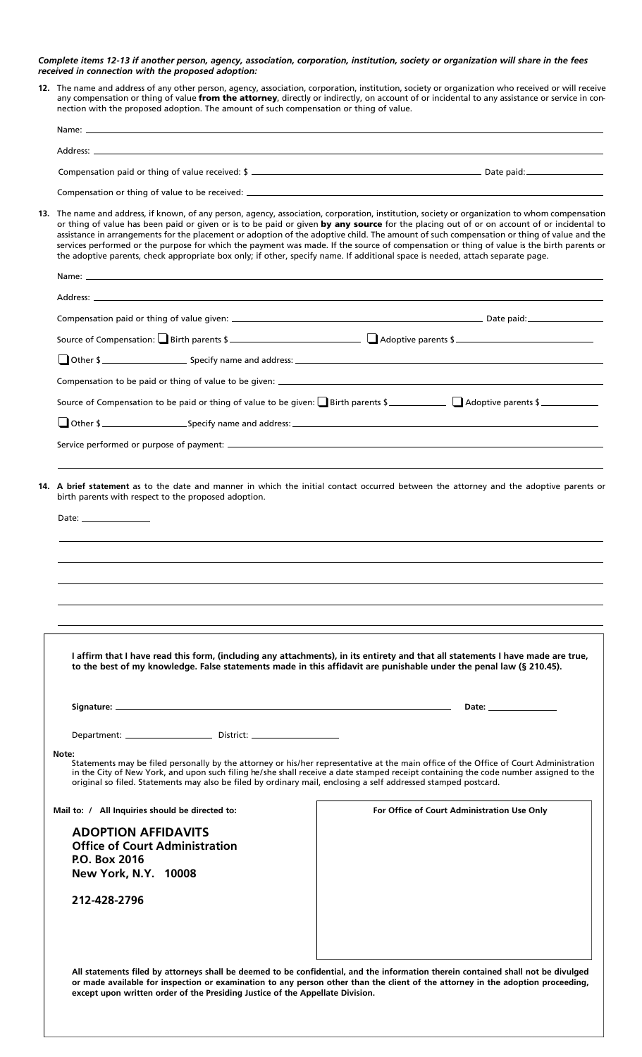***Complete items 12-13 if another person, agency, association, corporation, institution, society or organization will share in the fees received in connection with the proposed adoption:***

**12.** The name and address of any other person, agency, association, corporation, institution, society or organization who received or will receive any compensation or thing of value **from the attorney**, directly or indirectly, on account of or incidental to any assistance or service in connection with the proposed adoption. The amount of such compensation or thing of value.

Name: ______________________________

Address: ______________________________

Compensation paid or thing of value received: $ ______________________________ Date paid: ______________

Compensation or thing of value to be received: ______________________________

**13.** The name and address, if known, of any person, agency, association, corporation, institution, society or organization to whom compensation or thing of value has been paid or given or is to be paid or given **by any source** for the placing out of or on account of or incidental to assistance in arrangements for the placement or adoption of the adoptive child. The amount of such compensation or thing of value and the services performed or the purpose for which the payment was made. If the source of compensation or thing of value is the birth parents or the adoptive parents, check appropriate box only; if other, specify name. If additional space is needed, attach separate page.

Name: ______________________________

Address: ______________________________

Compensation paid or thing of value given: ______________________________ Date paid: ______________

Source of Compensation: ☐ Birth parents $ ______________ ☐ Adoptive parents $ ______________

☐ Other $ ______________ Specify name and address: ______________________________

Compensation to be paid or thing of value to be given: ______________________________

Source of Compensation to be paid or thing of value to be given: ☐ Birth parents $ ______________ ☐ Adoptive parents $ ______________

☐ Other $ ______________ Specify name and address: ______________________________

Service performed or purpose of payment: ______________________________

**14.** **A brief statement** as to the date and manner in which the initial contact occurred between the attorney and the adoptive parents or birth parents with respect to the proposed adoption.

Date: ______________

**I affirm that I have read this form, (including any attachments), in its entirety and that all statements I have made are true, to the best of my knowledge. False statements made in this affidavit are punishable under the penal law (§ 210.45).**

**Signature:** ______________________________ **Date:** ______________

Department: ______________ District: ______________

**Note:**
Statements may be filed personally by the attorney or his/her representative at the main office of the Office of Court Administration in the City of New York, and upon such filing he/she shall receive a date stamped receipt containing the code number assigned to the original so filed. Statements may also be filed by ordinary mail, enclosing a self addressed stamped postcard.

**Mail to: / All Inquiries should be directed to:**

**ADOPTION AFFIDAVITS**
**Office of Court Administration**
**P.O. Box 2016**
**New York, N.Y. 10008**

**212-428-2796**

**For Office of Court Administration Use Only**

**All statements filed by attorneys shall be deemed to be confidential, and the information therein contained shall not be divulged or made available for inspection or examination to any person other than the client of the attorney in the adoption proceeding, except upon written order of the Presiding Justice of the Appellate Division.**